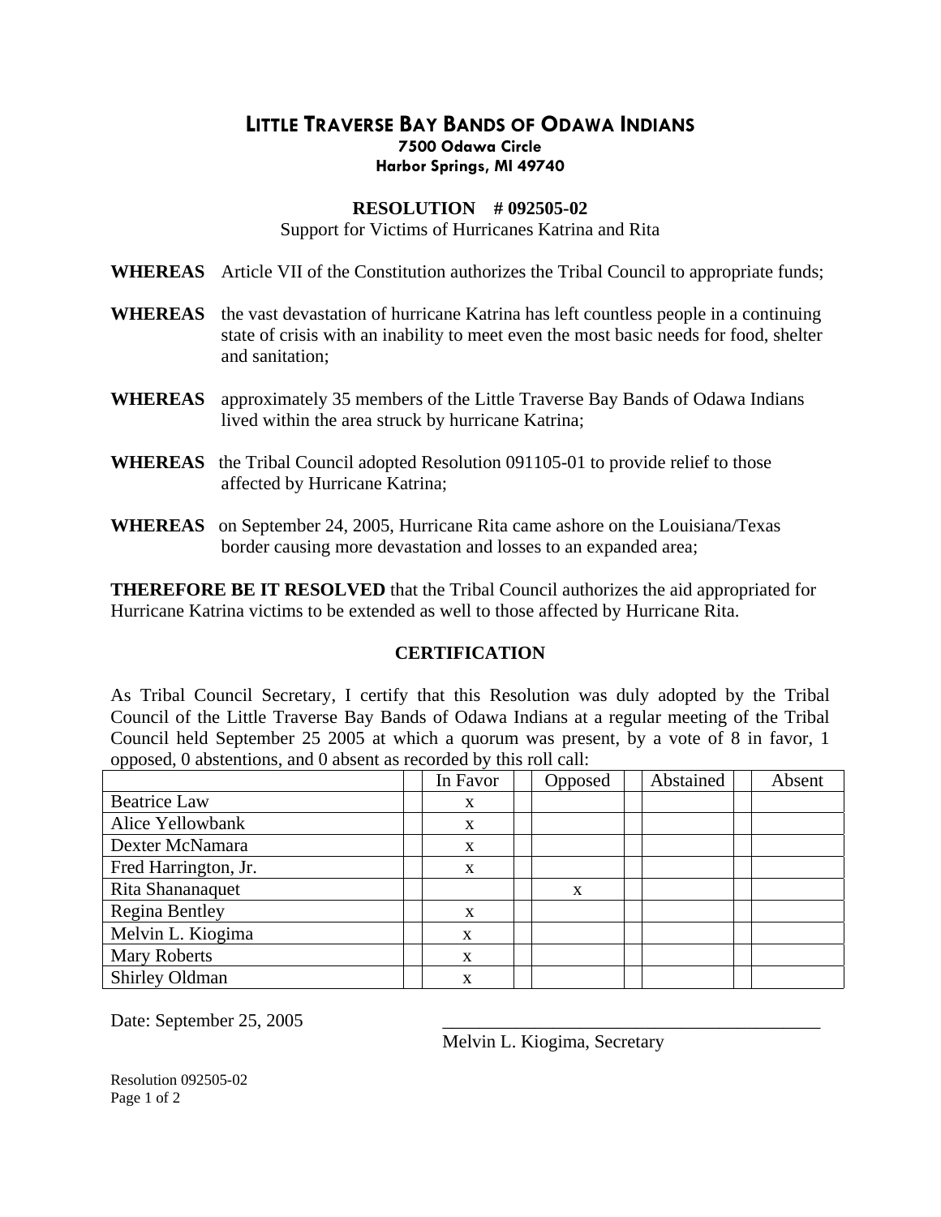# LITTLE TRAVERSE BAY BANDS OF ODAWA INDIANS

**7500 Odawa Circle**
**Harbor Springs, MI 49740**

## RESOLUTION # 092505-02

Support for Victims of Hurricanes Katrina and Rita

**WHEREAS** Article VII of the Constitution authorizes the Tribal Council to appropriate funds;

**WHEREAS** the vast devastation of hurricane Katrina has left countless people in a continuing state of crisis with an inability to meet even the most basic needs for food, shelter and sanitation;

**WHEREAS** approximately 35 members of the Little Traverse Bay Bands of Odawa Indians lived within the area struck by hurricane Katrina;

**WHEREAS** the Tribal Council adopted Resolution 091105-01 to provide relief to those affected by Hurricane Katrina;

**WHEREAS** on September 24, 2005, Hurricane Rita came ashore on the Louisiana/Texas border causing more devastation and losses to an expanded area;

**THEREFORE BE IT RESOLVED** that the Tribal Council authorizes the aid appropriated for Hurricane Katrina victims to be extended as well to those affected by Hurricane Rita.

## CERTIFICATION

As Tribal Council Secretary, I certify that this Resolution was duly adopted by the Tribal Council of the Little Traverse Bay Bands of Odawa Indians at a regular meeting of the Tribal Council held September 25 2005 at which a quorum was present, by a vote of 8 in favor, 1 opposed, 0 abstentions, and 0 absent as recorded by this roll call:

| | In Favor | Opposed | Abstained | Absent |
|---|---|---|---|---|
| Beatrice Law | x | | | |
| Alice Yellowbank | x | | | |
| Dexter McNamara | x | | | |
| Fred Harrington, Jr. | x | | | |
| Rita Shananaquet | | x | | |
| Regina Bentley | x | | | |
| Melvin L. Kiogima | x | | | |
| Mary Roberts | x | | | |
| Shirley Oldman | x | | | |

Date: September 25, 2005

\_\_\_\_\_\_\_\_\_\_\_\_\_\_\_\_\_\_\_\_\_\_\_\_\_\_\_\_\_\_\_\_\_\_\_\_\_\_\_\_

Melvin L. Kiogima, Secretary

Resolution 092505-02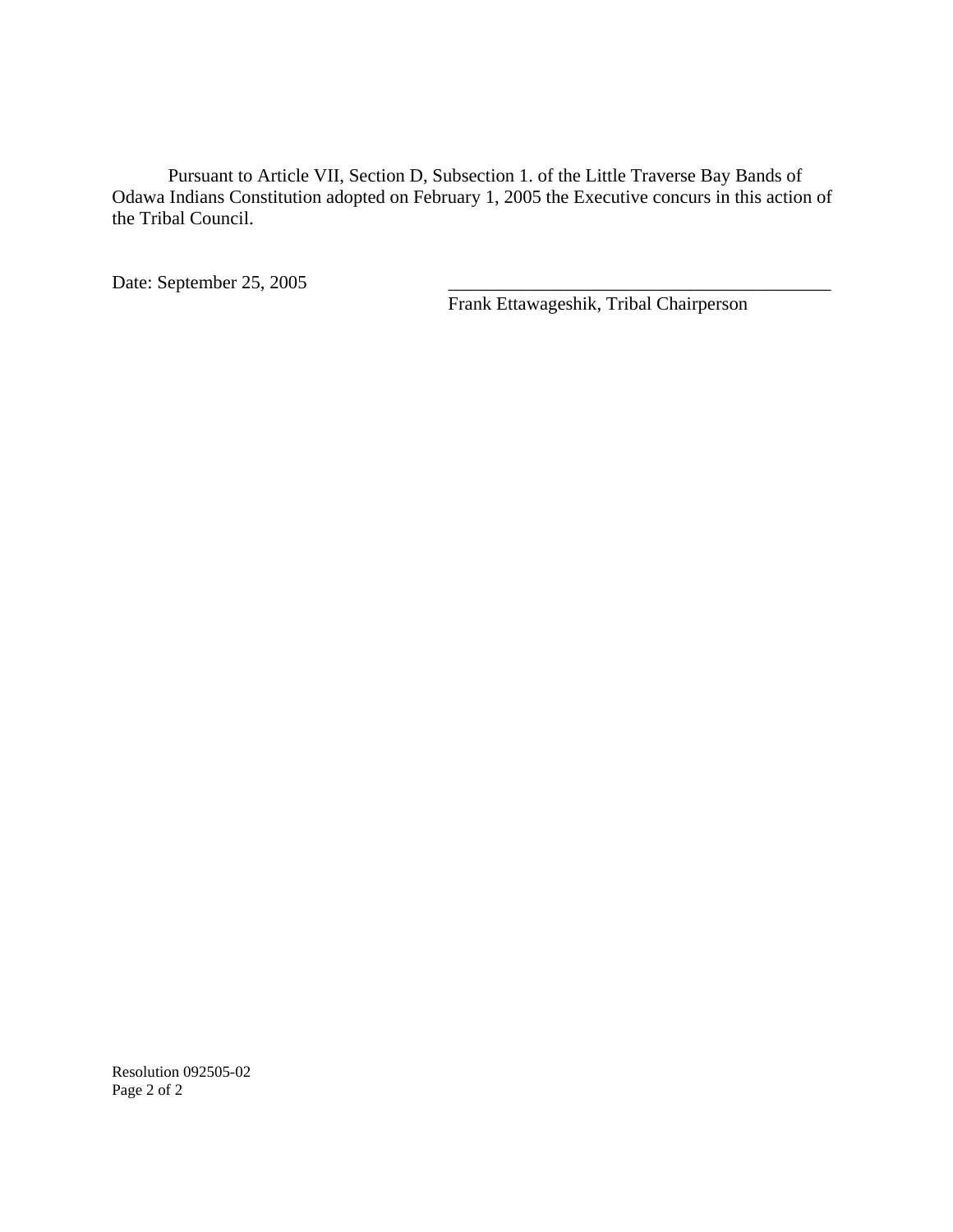Pursuant to Article VII, Section D, Subsection 1. of the Little Traverse Bay Bands of Odawa Indians Constitution adopted on February 1, 2005 the Executive concurs in this action of the Tribal Council.

Date: September 25, 2005

\_\_\_\_\_\_\_\_\_\_\_\_\_\_\_\_\_\_\_\_\_\_\_\_\_\_\_\_\_\_\_\_\_\_\_\_\_\_\_\_\_\_\_

Frank Ettawageshik, Tribal Chairperson

Resolution 092505-02